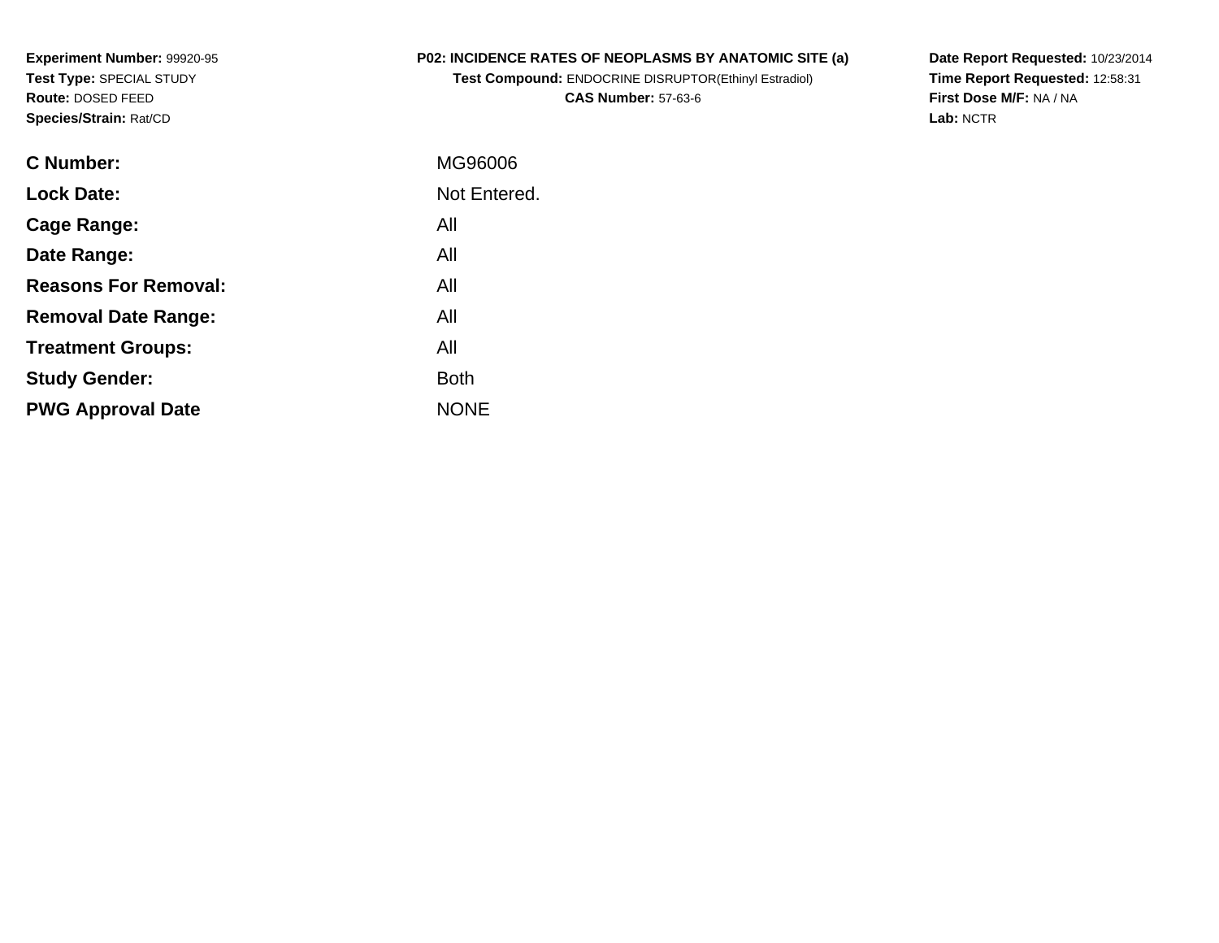**Experiment Number:** 99920-95
**Test Type:** SPECIAL STUDY
**Route:** DOSED FEED
**Species/Strain:** Rat/CD

**P02: INCIDENCE RATES OF NEOPLASMS BY ANATOMIC SITE (a)**
**Test Compound:** ENDOCRINE DISRUPTOR(Ethinyl Estradiol)
**CAS Number:** 57-63-6

**Date Report Requested:** 10/23/2014
**Time Report Requested:** 12:58:31
**First Dose M/F:** NA / NA
**Lab:** NCTR

| | |
|---|---|
| **C Number:** | MG96006 |
| **Lock Date:** | Not Entered. |
| **Cage Range:** | All |
| **Date Range:** | All |
| **Reasons For Removal:** | All |
| **Removal Date Range:** | All |
| **Treatment Groups:** | All |
| **Study Gender:** | Both |
| **PWG Approval Date** | NONE |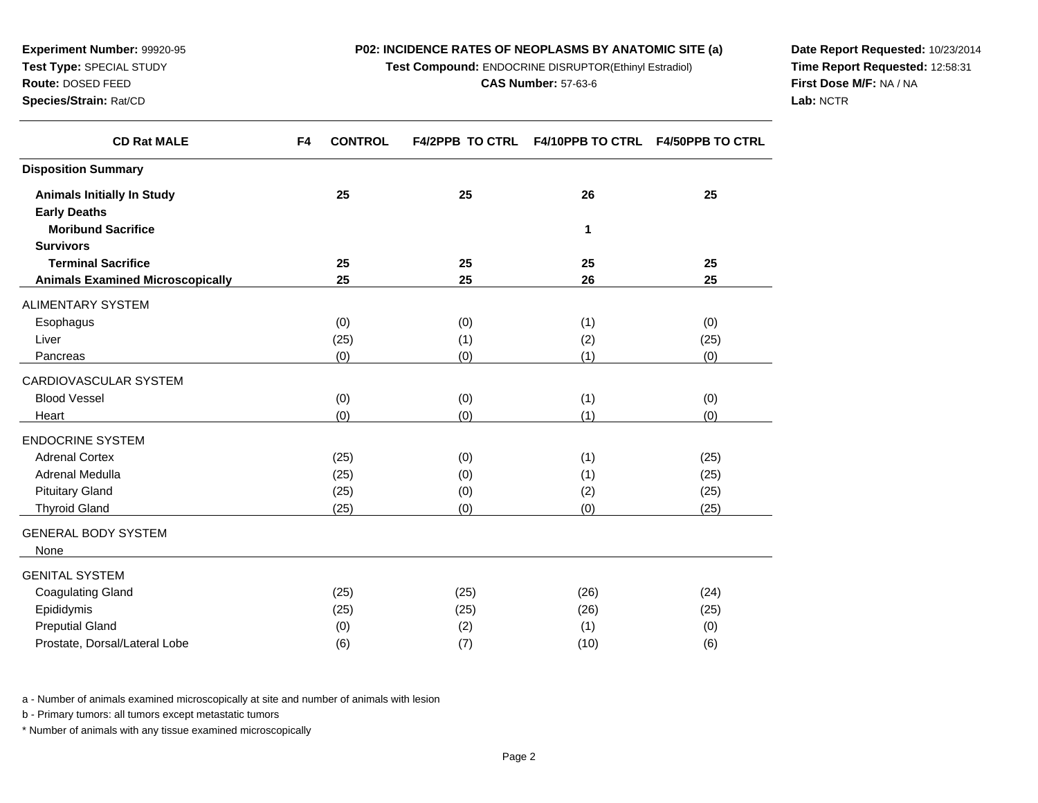**Experiment Number:** 99920-95
**Test Type:** SPECIAL STUDY
**Route:** DOSED FEED
**Species/Strain:** Rat/CD

**P02: INCIDENCE RATES OF NEOPLASMS BY ANATOMIC SITE (a)**
**Test Compound:** ENDOCRINE DISRUPTOR(Ethinyl Estradiol)
**CAS Number:** 57-63-6

**Date Report Requested:** 10/23/2014
**Time Report Requested:** 12:58:31
**First Dose M/F:** NA / NA
**Lab:** NCTR

| CD Rat MALE | F4 CONTROL | F4/2PPB TO CTRL | F4/10PPB TO CTRL | F4/50PPB TO CTRL |
|---|---|---|---|---|
| **Disposition Summary** | | | | |
| **Animals Initially In Study** | 25 | 25 | 26 | 25 |
| **Early Deaths** | | | | |
| **Moribund Sacrifice** | | | 1 | |
| **Survivors** | | | | |
| **Terminal Sacrifice** | 25 | 25 | 25 | 25 |
| **Animals Examined Microscopically** | 25 | 25 | 26 | 25 |
| ALIMENTARY SYSTEM | | | | |
| Esophagus | (0) | (0) | (1) | (0) |
| Liver | (25) | (1) | (2) | (25) |
| Pancreas | (0) | (0) | (1) | (0) |
| CARDIOVASCULAR SYSTEM | | | | |
| Blood Vessel | (0) | (0) | (1) | (0) |
| Heart | (0) | (0) | (1) | (0) |
| ENDOCRINE SYSTEM | | | | |
| Adrenal Cortex | (25) | (0) | (1) | (25) |
| Adrenal Medulla | (25) | (0) | (1) | (25) |
| Pituitary Gland | (25) | (0) | (2) | (25) |
| Thyroid Gland | (25) | (0) | (0) | (25) |
| GENERAL BODY SYSTEM | | | | |
| None | | | | |
| GENITAL SYSTEM | | | | |
| Coagulating Gland | (25) | (25) | (26) | (24) |
| Epididymis | (25) | (25) | (26) | (25) |
| Preputial Gland | (0) | (2) | (1) | (0) |
| Prostate, Dorsal/Lateral Lobe | (6) | (7) | (10) | (6) |

a - Number of animals examined microscopically at site and number of animals with lesion

b - Primary tumors: all tumors except metastatic tumors

* Number of animals with any tissue examined microscopically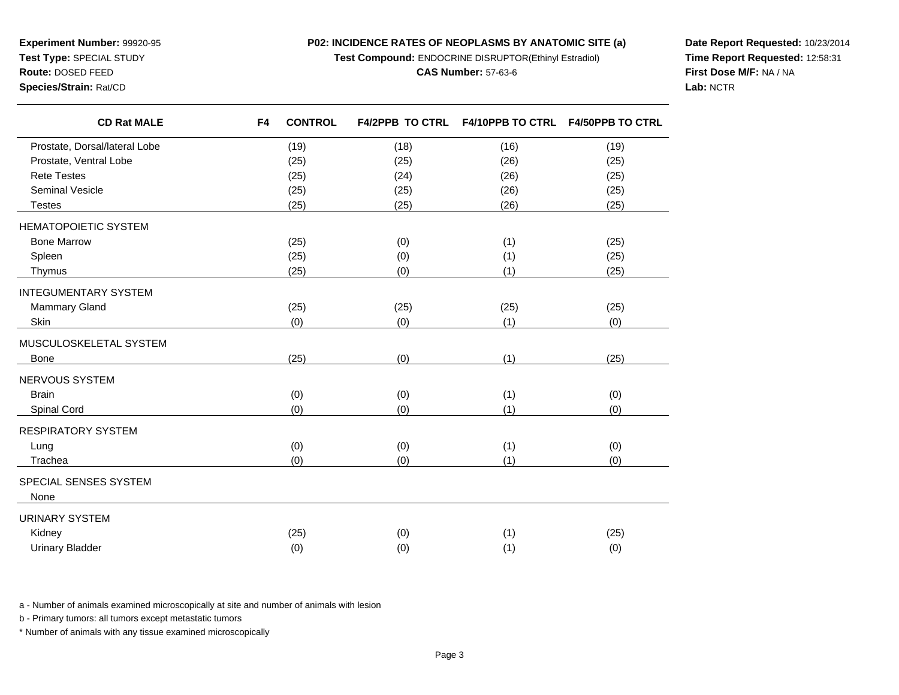**Experiment Number:** 99920-95
**Test Type:** SPECIAL STUDY
**Route:** DOSED FEED
**Species/Strain:** Rat/CD

**P02: INCIDENCE RATES OF NEOPLASMS BY ANATOMIC SITE (a)**
**Test Compound:** ENDOCRINE DISRUPTOR(Ethinyl Estradiol)
**CAS Number:** 57-63-6

**Date Report Requested:** 10/23/2014
**Time Report Requested:** 12:58:31
**First Dose M/F:** NA / NA
**Lab:** NCTR

| CD Rat MALE | F4 CONTROL | F4/2PPB TO CTRL | F4/10PPB TO CTRL | F4/50PPB TO CTRL |
|---|---|---|---|---|
| Prostate, Dorsal/lateral Lobe | (19) | (18) | (16) | (19) |
| Prostate, Ventral Lobe | (25) | (25) | (26) | (25) |
| Rete Testes | (25) | (24) | (26) | (25) |
| Seminal Vesicle | (25) | (25) | (26) | (25) |
| Testes | (25) | (25) | (26) | (25) |
| HEMATOPOIETIC SYSTEM | | | | |
| Bone Marrow | (25) | (0) | (1) | (25) |
| Spleen | (25) | (0) | (1) | (25) |
| Thymus | (25) | (0) | (1) | (25) |
| INTEGUMENTARY SYSTEM | | | | |
| Mammary Gland | (25) | (25) | (25) | (25) |
| Skin | (0) | (0) | (1) | (0) |
| MUSCULOSKELETAL SYSTEM | | | | |
| Bone | (25) | (0) | (1) | (25) |
| NERVOUS SYSTEM | | | | |
| Brain | (0) | (0) | (1) | (0) |
| Spinal Cord | (0) | (0) | (1) | (0) |
| RESPIRATORY SYSTEM | | | | |
| Lung | (0) | (0) | (1) | (0) |
| Trachea | (0) | (0) | (1) | (0) |
| SPECIAL SENSES SYSTEM | | | | |
| None | | | | |
| URINARY SYSTEM | | | | |
| Kidney | (25) | (0) | (1) | (25) |
| Urinary Bladder | (0) | (0) | (1) | (0) |

a - Number of animals examined microscopically at site and number of animals with lesion

b - Primary tumors: all tumors except metastatic tumors

* Number of animals with any tissue examined microscopically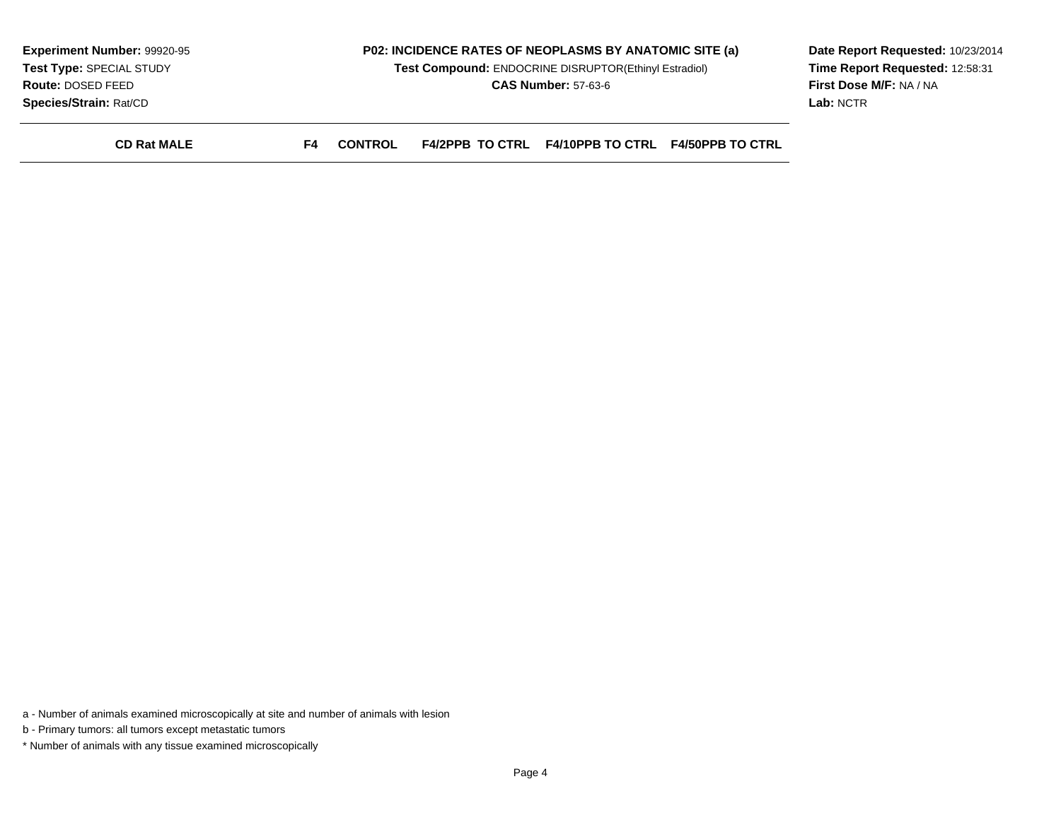**Experiment Number:** 99920-95
**Test Type:** SPECIAL STUDY
**Route:** DOSED FEED
**Species/Strain:** Rat/CD

**P02: INCIDENCE RATES OF NEOPLASMS BY ANATOMIC SITE (a)**
**Test Compound:** ENDOCRINE DISRUPTOR(Ethinyl Estradiol)
**CAS Number:** 57-63-6

**Date Report Requested:** 10/23/2014
**Time Report Requested:** 12:58:31
**First Dose M/F:** NA / NA
**Lab:** NCTR

| CD Rat MALE | F4 CONTROL | F4/2PPB TO CTRL | F4/10PPB TO CTRL | F4/50PPB TO CTRL |
|---|---|---|---|---|

a - Number of animals examined microscopically at site and number of animals with lesion

b - Primary tumors: all tumors except metastatic tumors

* Number of animals with any tissue examined microscopically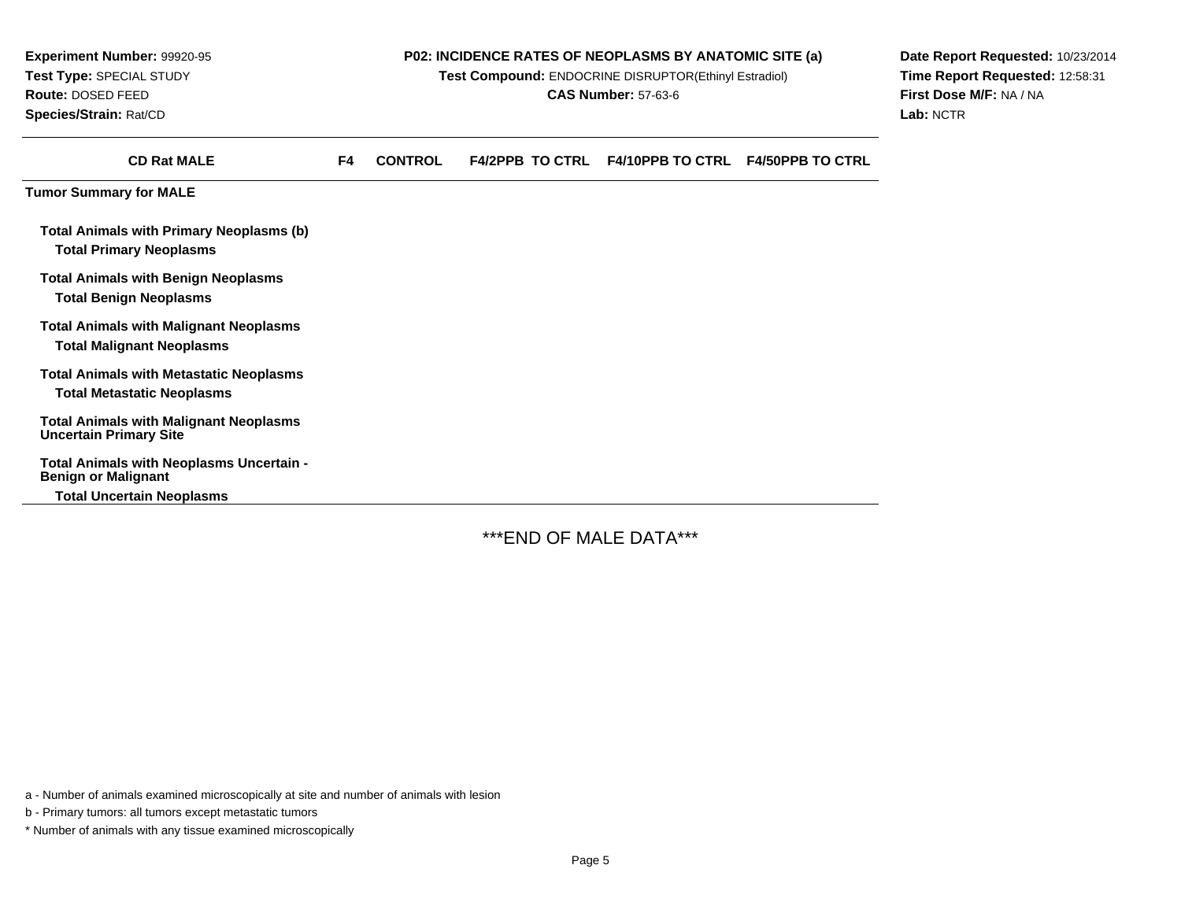**Experiment Number:** 99920-95
**Test Type:** SPECIAL STUDY
**Route:** DOSED FEED
**Species/Strain:** Rat/CD

**P02: INCIDENCE RATES OF NEOPLASMS BY ANATOMIC SITE (a)**
**Test Compound:** ENDOCRINE DISRUPTOR(Ethinyl Estradiol)
**CAS Number:** 57-63-6

**Date Report Requested:** 10/23/2014
**Time Report Requested:** 12:58:31
**First Dose M/F:** NA / NA
**Lab:** NCTR

| CD Rat MALE | F4 | CONTROL | F4/2PPB TO CTRL | F4/10PPB TO CTRL | F4/50PPB TO CTRL |
|---|---|---|---|---|---|
| **Tumor Summary for MALE** | | | | | |
| **Total Animals with Primary Neoplasms (b)** | | | | | |
| **Total Primary Neoplasms** | | | | | |
| **Total Animals with Benign Neoplasms** | | | | | |
| **Total Benign Neoplasms** | | | | | |
| **Total Animals with Malignant Neoplasms** | | | | | |
| **Total Malignant Neoplasms** | | | | | |
| **Total Animals with Metastatic Neoplasms** | | | | | |
| **Total Metastatic Neoplasms** | | | | | |
| **Total Animals with Malignant Neoplasms Uncertain Primary Site** | | | | | |
| **Total Animals with Neoplasms Uncertain - Benign or Malignant** | | | | | |
| **Total Uncertain Neoplasms** | | | | | |

***END OF MALE DATA***

a - Number of animals examined microscopically at site and number of animals with lesion

b - Primary tumors: all tumors except metastatic tumors

* Number of animals with any tissue examined microscopically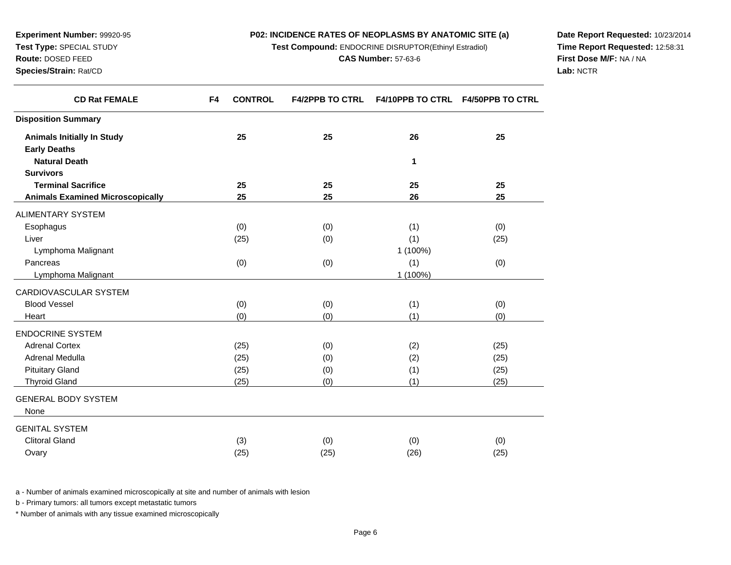**Experiment Number:** 99920-95
**Test Type:** SPECIAL STUDY
**Route:** DOSED FEED
**Species/Strain:** Rat/CD

**P02: INCIDENCE RATES OF NEOPLASMS BY ANATOMIC SITE (a)**
**Test Compound:** ENDOCRINE DISRUPTOR(Ethinyl Estradiol)
**CAS Number:** 57-63-6

**Date Report Requested:** 10/23/2014
**Time Report Requested:** 12:58:31
**First Dose M/F:** NA / NA
**Lab:** NCTR

| CD Rat FEMALE | F4 CONTROL | F4/2PPB TO CTRL | F4/10PPB TO CTRL | F4/50PPB TO CTRL |
|---|---|---|---|---|
| **Disposition Summary** | | | | |
| **Animals Initially In Study** | **25** | **25** | **26** | **25** |
| **Early Deaths** | | | | |
| **Natural Death** | | | **1** | |
| **Survivors** | | | | |
| **Terminal Sacrifice** | **25** | **25** | **25** | **25** |
| **Animals Examined Microscopically** | **25** | **25** | **26** | **25** |
| ALIMENTARY SYSTEM | | | | |
| Esophagus | (0) | (0) | (1) | (0) |
| Liver | (25) | (0) | (1) | (25) |
| Lymphoma Malignant | | | 1 (100%) | |
| Pancreas | (0) | (0) | (1) | (0) |
| Lymphoma Malignant | | | 1 (100%) | |
| CARDIOVASCULAR SYSTEM | | | | |
| Blood Vessel | (0) | (0) | (1) | (0) |
| Heart | (0) | (0) | (1) | (0) |
| ENDOCRINE SYSTEM | | | | |
| Adrenal Cortex | (25) | (0) | (2) | (25) |
| Adrenal Medulla | (25) | (0) | (2) | (25) |
| Pituitary Gland | (25) | (0) | (1) | (25) |
| Thyroid Gland | (25) | (0) | (1) | (25) |
| GENERAL BODY SYSTEM | | | | |
| None | | | | |
| GENITAL SYSTEM | | | | |
| Clitoral Gland | (3) | (0) | (0) | (0) |
| Ovary | (25) | (25) | (26) | (25) |

a - Number of animals examined microscopically at site and number of animals with lesion

b - Primary tumors: all tumors except metastatic tumors

* Number of animals with any tissue examined microscopically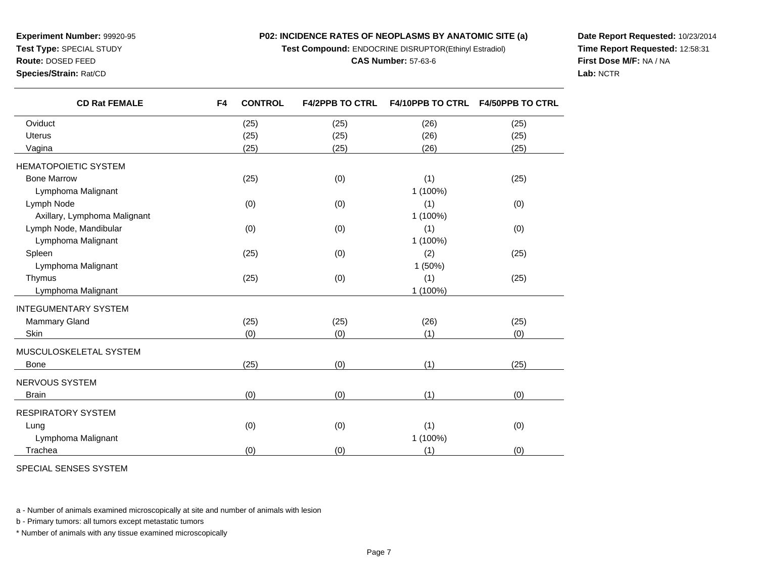**Experiment Number:** 99920-95
**Test Type:** SPECIAL STUDY
**Route:** DOSED FEED
**Species/Strain:** Rat/CD

**P02: INCIDENCE RATES OF NEOPLASMS BY ANATOMIC SITE (a)**
**Test Compound:** ENDOCRINE DISRUPTOR(Ethinyl Estradiol)
**CAS Number:** 57-63-6

**Date Report Requested:** 10/23/2014
**Time Report Requested:** 12:58:31
**First Dose M/F:** NA / NA
**Lab:** NCTR

| CD Rat FEMALE | F4 CONTROL | F4/2PPB TO CTRL | F4/10PPB TO CTRL | F4/50PPB TO CTRL |
|---|---|---|---|---|
| Oviduct | (25) | (25) | (26) | (25) |
| Uterus | (25) | (25) | (26) | (25) |
| Vagina | (25) | (25) | (26) | (25) |
| HEMATOPOIETIC SYSTEM | | | | |
| Bone Marrow | (25) | (0) | (1) | (25) |
| Lymphoma Malignant | | | 1 (100%) | |
| Lymph Node | (0) | (0) | (1) | (0) |
| Axillary, Lymphoma Malignant | | | 1 (100%) | |
| Lymph Node, Mandibular | (0) | (0) | (1) | (0) |
| Lymphoma Malignant | | | 1 (100%) | |
| Spleen | (25) | (0) | (2) | (25) |
| Lymphoma Malignant | | | 1 (50%) | |
| Thymus | (25) | (0) | (1) | (25) |
| Lymphoma Malignant | | | 1 (100%) | |
| INTEGUMENTARY SYSTEM | | | | |
| Mammary Gland | (25) | (25) | (26) | (25) |
| Skin | (0) | (0) | (1) | (0) |
| MUSCULOSKELETAL SYSTEM | | | | |
| Bone | (25) | (0) | (1) | (25) |
| NERVOUS SYSTEM | | | | |
| Brain | (0) | (0) | (1) | (0) |
| RESPIRATORY SYSTEM | | | | |
| Lung | (0) | (0) | (1) | (0) |
| Lymphoma Malignant | | | 1 (100%) | |
| Trachea | (0) | (0) | (1) | (0) |
| SPECIAL SENSES SYSTEM | | | | |

a - Number of animals examined microscopically at site and number of animals with lesion

b - Primary tumors: all tumors except metastatic tumors

* Number of animals with any tissue examined microscopically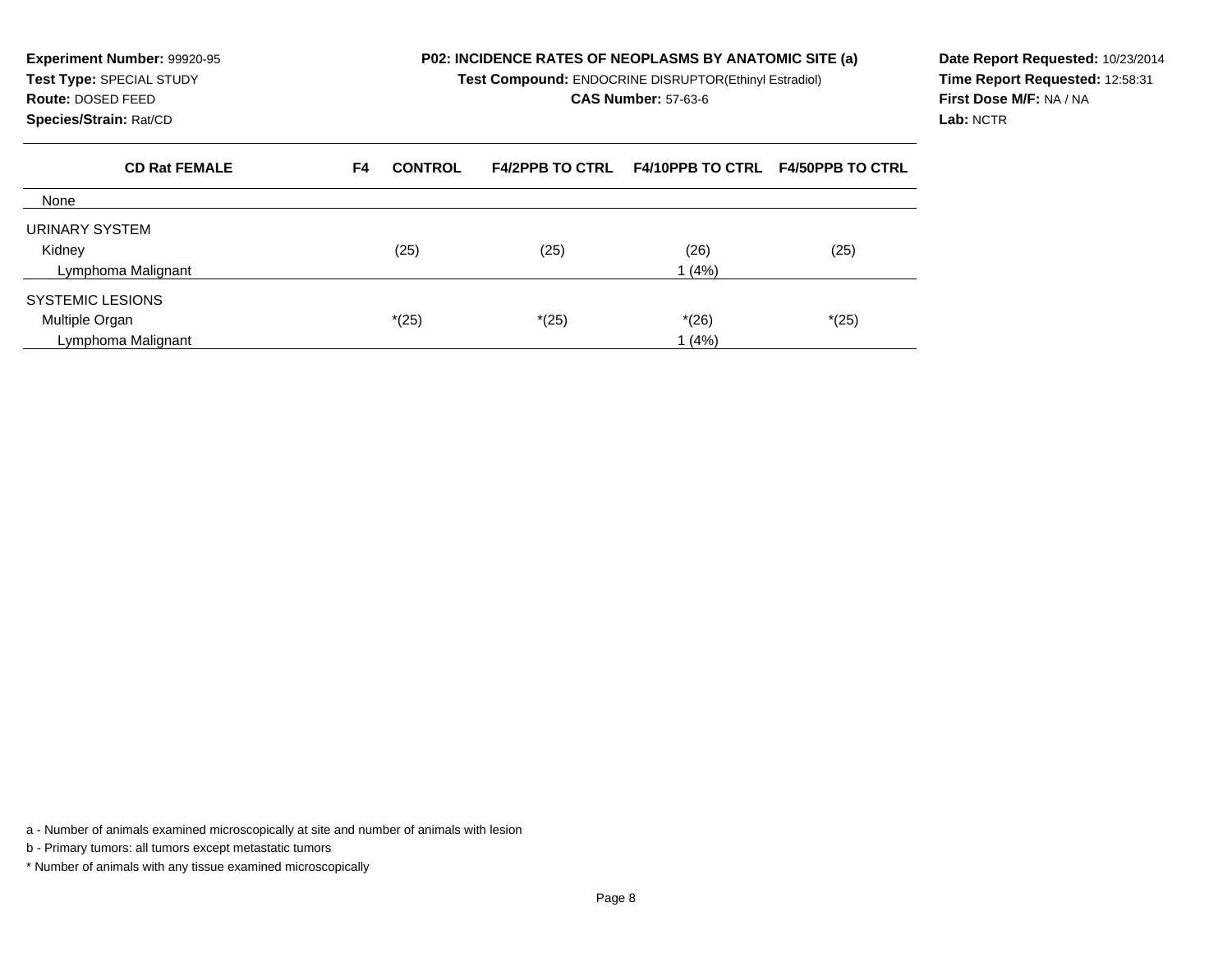**Experiment Number:** 99920-95
**Test Type:** SPECIAL STUDY
**Route:** DOSED FEED
**Species/Strain:** Rat/CD

**P02: INCIDENCE RATES OF NEOPLASMS BY ANATOMIC SITE (a)**
**Test Compound:** ENDOCRINE DISRUPTOR(Ethinyl Estradiol)
**CAS Number:** 57-63-6

**Date Report Requested:** 10/23/2014
**Time Report Requested:** 12:58:31
**First Dose M/F:** NA / NA
**Lab:** NCTR

| CD Rat FEMALE | F4 CONTROL | F4/2PPB TO CTRL | F4/10PPB TO CTRL | F4/50PPB TO CTRL |
|---|---|---|---|---|
| None | | | | |
| URINARY SYSTEM | | | | |
| Kidney | (25) | (25) | (26) | (25) |
| Lymphoma Malignant | | | 1 (4%) | |
| SYSTEMIC LESIONS | | | | |
| Multiple Organ | *(25) | *(25) | *(26) | *(25) |
| Lymphoma Malignant | | | 1 (4%) | |

a - Number of animals examined microscopically at site and number of animals with lesion

b - Primary tumors: all tumors except metastatic tumors

* Number of animals with any tissue examined microscopically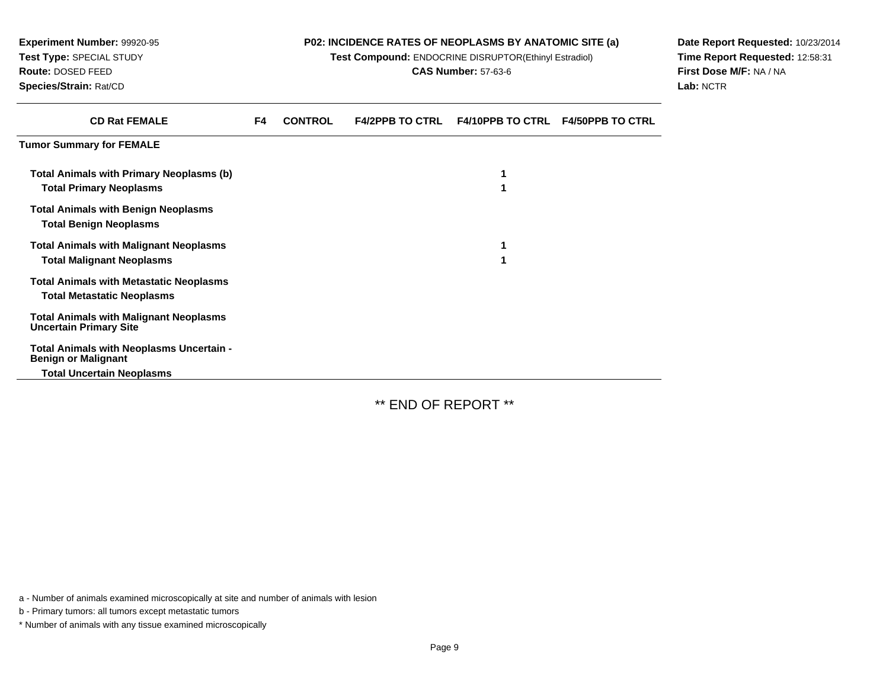**Experiment Number:** 99920-95
**Test Type:** SPECIAL STUDY
**Route:** DOSED FEED
**Species/Strain:** Rat/CD

**P02: INCIDENCE RATES OF NEOPLASMS BY ANATOMIC SITE (a)**
**Test Compound:** ENDOCRINE DISRUPTOR(Ethinyl Estradiol)
**CAS Number:** 57-63-6

**Date Report Requested:** 10/23/2014
**Time Report Requested:** 12:58:31
**First Dose M/F:** NA / NA
**Lab:** NCTR

| CD Rat FEMALE | F4 | CONTROL | F4/2PPB TO CTRL | F4/10PPB TO CTRL | F4/50PPB TO CTRL |
|---|---|---|---|---|---|
| **Tumor Summary for FEMALE** | | | | | |
| **Total Animals with Primary Neoplasms (b)** | | | | 1 | |
| **Total Primary Neoplasms** | | | | 1 | |
| **Total Animals with Benign Neoplasms** | | | | | |
| **Total Benign Neoplasms** | | | | | |
| **Total Animals with Malignant Neoplasms** | | | | 1 | |
| **Total Malignant Neoplasms** | | | | 1 | |
| **Total Animals with Metastatic Neoplasms** | | | | | |
| **Total Metastatic Neoplasms** | | | | | |
| **Total Animals with Malignant Neoplasms Uncertain Primary Site** | | | | | |
| **Total Animals with Neoplasms Uncertain - Benign or Malignant** | | | | | |
| **Total Uncertain Neoplasms** | | | | | |

** END OF REPORT **

a - Number of animals examined microscopically at site and number of animals with lesion

b - Primary tumors: all tumors except metastatic tumors

* Number of animals with any tissue examined microscopically